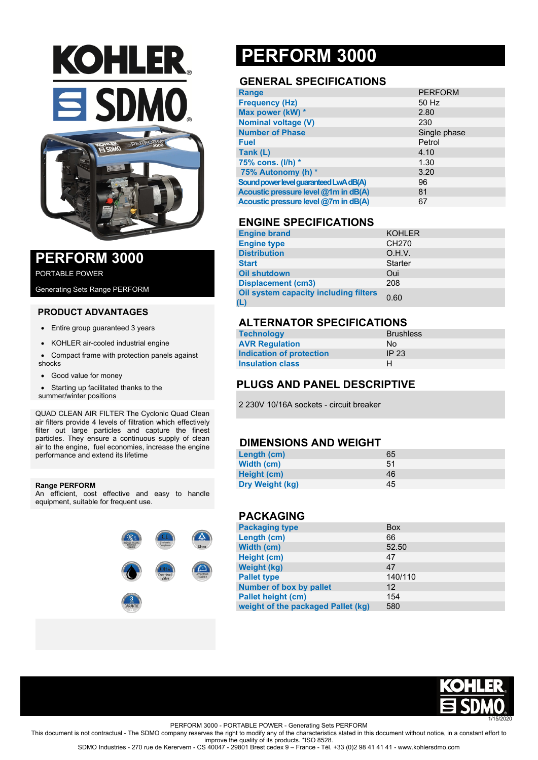# PERFORM 3000

PORTABLE POWER

Generating Sets Range PERFORM

## PRODUCT ADVANTAGES

- Entire group guaranteed 3 years
- KOHLER air-cooled industrial engine
- Compact frame with protection panels against shocks
- Good value for money
- Starting up facilitated thanks to the summer/winter positions

QUAD CLEAN AIR FILTER The Cyclonic Quad Clean air filters provide 4 levels of filtration which effectively filter out large particles and capture the finest particles. They ensure a continuous supply of clean air to the engine, fuel economies, increase the engine performance and extend its lifetime

**Range PERFORM**
An efficient, cost effective and easy to handle equipment, suitable for frequent use.

# PERFORM 3000

## GENERAL SPECIFICATIONS

| | |
|---|---|
| Range | PERFORM |
| Frequency (Hz) | 50 Hz |
| Max power (kW) * | 2.80 |
| Nominal voltage (V) | 230 |
| Number of Phase | Single phase |
| Fuel | Petrol |
| Tank (L) | 4.10 |
| 75% cons. (l/h) * | 1.30 |
| 75% Autonomy (h) * | 3.20 |
| Sound power level guaranteed LwA dB(A) | 96 |
| Acoustic pressure level @1m in dB(A) | 81 |
| Acoustic pressure level @7m in dB(A) | 67 |

## ENGINE SPECIFICATIONS

| | |
|---|---|
| Engine brand | KOHLER |
| Engine type | CH270 |
| Distribution | O.H.V. |
| Start | Starter |
| Oil shutdown | Oui |
| Displacement (cm3) | 208 |
| Oil system capacity including filters (L) | 0.60 |

## ALTERNATOR SPECIFICATIONS

| | |
|---|---|
| Technology | Brushless |
| AVR Regulation | No |
| Indication of protection | IP 23 |
| Insulation class | H |

## PLUGS AND PANEL DESCRIPTIVE

2 230V 10/16A sockets - circuit breaker

## DIMENSIONS AND WEIGHT

| | |
|---|---|
| Length (cm) | 65 |
| Width (cm) | 51 |
| Height (cm) | 46 |
| Dry Weight (kg) | 45 |

## PACKAGING

| | |
|---|---|
| Packaging type | Box |
| Length (cm) | 66 |
| Width (cm) | 52.50 |
| Height (cm) | 47 |
| Weight (kg) | 47 |
| Pallet type | 140/110 |
| Number of box by pallet | 12 |
| Pallet height (cm) | 154 |
| weight of the packaged Pallet (kg) | 580 |

1/15/2020

PERFORM 3000 - PORTABLE POWER - Generating Sets PERFORM

This document is not contractual - The SDMO company reserves the right to modify any of the characteristics stated in this document without notice, in a constant effort to improve the quality of its products. *ISO 8528.

SDMO Industries - 270 rue de Kerervern - CS 40047 - 29801 Brest cedex 9 – France - Tél. +33 (0)2 98 41 41 41 - www.kohlersdmo.com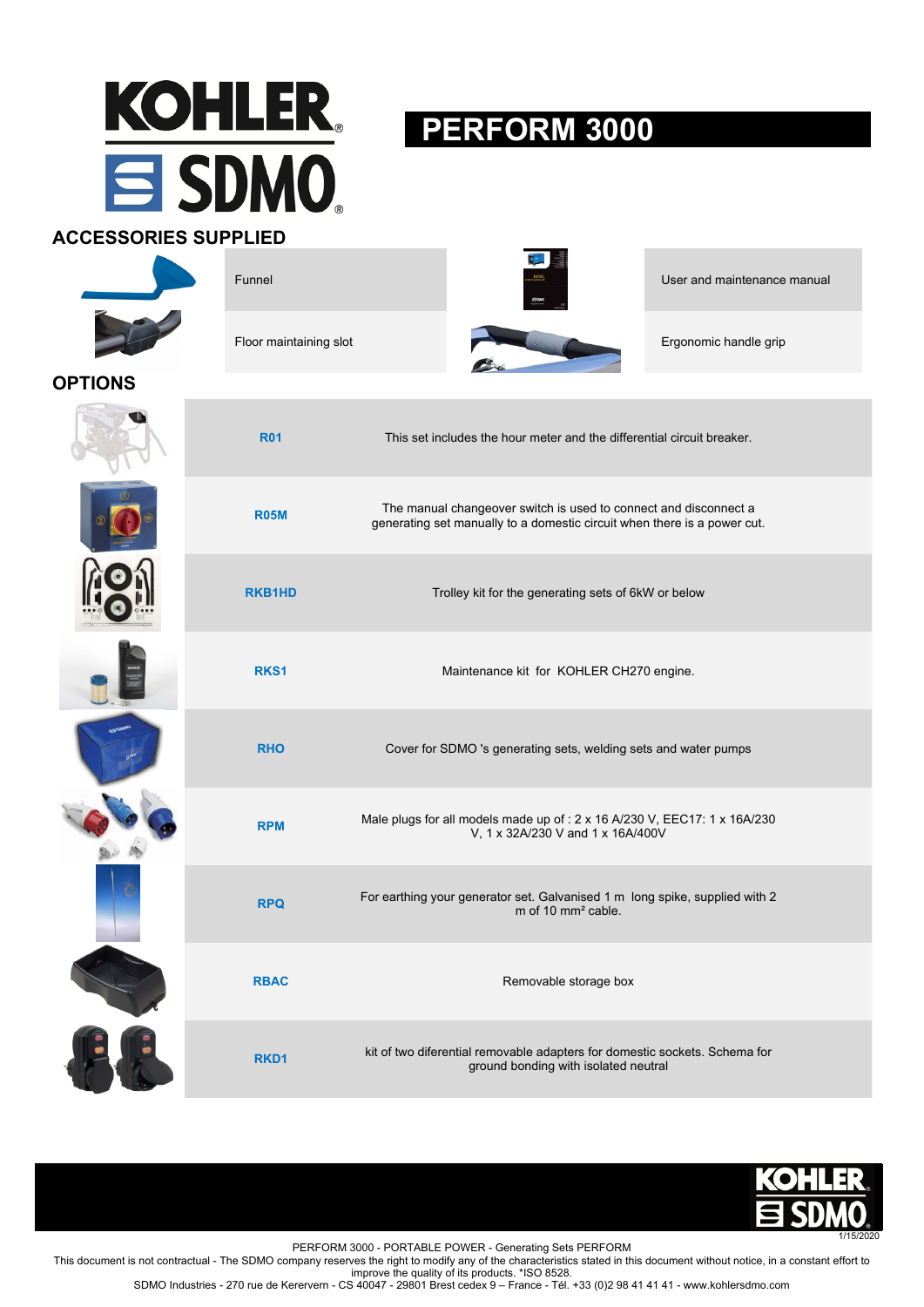# PERFORM 3000

## ACCESSORIES SUPPLIED

| | |
|---|---|
| Funnel | User and maintenance manual |
| Floor maintaining slot | Ergonomic handle grip |

## OPTIONS

| | |
|---|---|
| **R01** | This set includes the hour meter and the differential circuit breaker. |
| **R05M** | The manual changeover switch is used to connect and disconnect a generating set manually to a domestic circuit when there is a power cut. |
| **RKB1HD** | Trolley kit for the generating sets of 6kW or below |
| **RKS1** | Maintenance kit for KOHLER CH270 engine. |
| **RHO** | Cover for SDMO 's generating sets, welding sets and water pumps |
| **RPM** | Male plugs for all models made up of : 2 x 16 A/230 V, EEC17: 1 x 16A/230 V, 1 x 32A/230 V and 1 x 16A/400V |
| **RPQ** | For earthing your generator set. Galvanised 1 m long spike, supplied with 2 m of 10 mm² cable. |
| **RBAC** | Removable storage box |
| **RKD1** | kit of two diferential removable adapters for domestic sockets. Schema for ground bonding with isolated neutral |

1/15/2020

PERFORM 3000 - PORTABLE POWER - Generating Sets PERFORM

This document is not contractual - The SDMO company reserves the right to modify any of the characteristics stated in this document without notice, in a constant effort to improve the quality of its products. *ISO 8528.

SDMO Industries - 270 rue de Kerervern - CS 40047 - 29801 Brest cedex 9 – France - Tél. +33 (0)2 98 41 41 41 - www.kohlersdmo.com